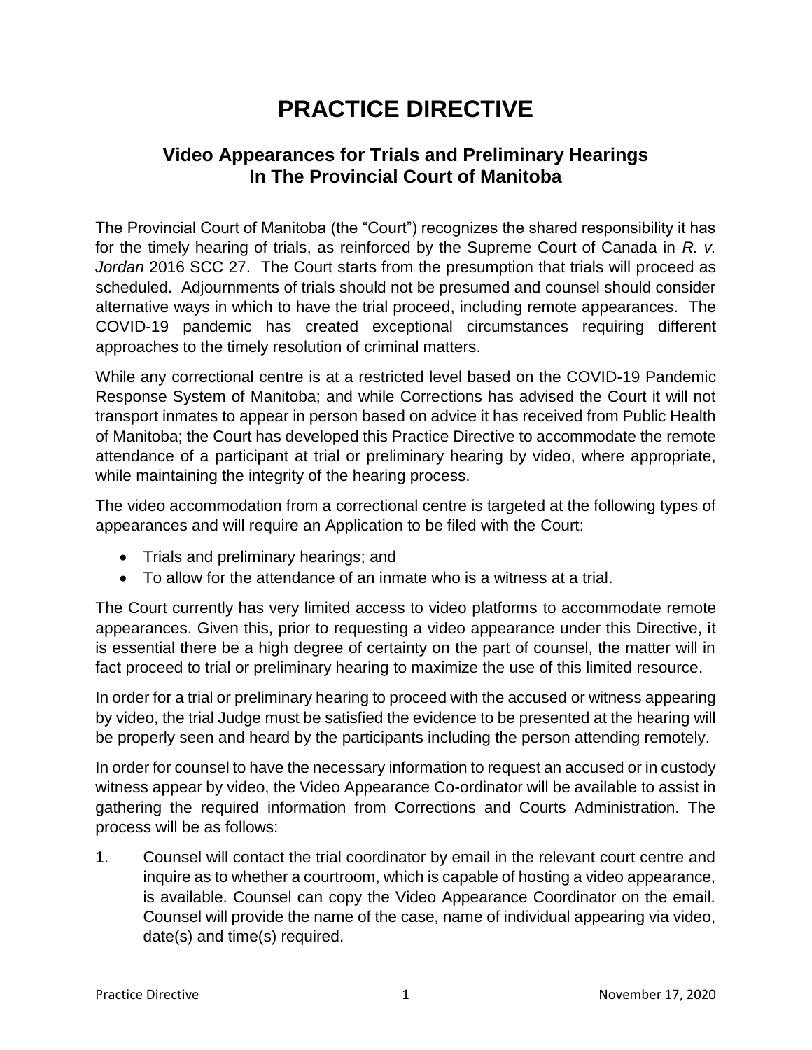# PRACTICE DIRECTIVE

## Video Appearances for Trials and Preliminary Hearings In The Provincial Court of Manitoba

The Provincial Court of Manitoba (the "Court") recognizes the shared responsibility it has for the timely hearing of trials, as reinforced by the Supreme Court of Canada in *R. v. Jordan* 2016 SCC 27. The Court starts from the presumption that trials will proceed as scheduled. Adjournments of trials should not be presumed and counsel should consider alternative ways in which to have the trial proceed, including remote appearances. The COVID-19 pandemic has created exceptional circumstances requiring different approaches to the timely resolution of criminal matters.

While any correctional centre is at a restricted level based on the COVID-19 Pandemic Response System of Manitoba; and while Corrections has advised the Court it will not transport inmates to appear in person based on advice it has received from Public Health of Manitoba; the Court has developed this Practice Directive to accommodate the remote attendance of a participant at trial or preliminary hearing by video, where appropriate, while maintaining the integrity of the hearing process.

The video accommodation from a correctional centre is targeted at the following types of appearances and will require an Application to be filed with the Court:

- Trials and preliminary hearings; and
- To allow for the attendance of an inmate who is a witness at a trial.

The Court currently has very limited access to video platforms to accommodate remote appearances. Given this, prior to requesting a video appearance under this Directive, it is essential there be a high degree of certainty on the part of counsel, the matter will in fact proceed to trial or preliminary hearing to maximize the use of this limited resource.

In order for a trial or preliminary hearing to proceed with the accused or witness appearing by video, the trial Judge must be satisfied the evidence to be presented at the hearing will be properly seen and heard by the participants including the person attending remotely.

In order for counsel to have the necessary information to request an accused or in custody witness appear by video, the Video Appearance Co-ordinator will be available to assist in gathering the required information from Corrections and Courts Administration. The process will be as follows:

1. Counsel will contact the trial coordinator by email in the relevant court centre and inquire as to whether a courtroom, which is capable of hosting a video appearance, is available. Counsel can copy the Video Appearance Coordinator on the email. Counsel will provide the name of the case, name of individual appearing via video, date(s) and time(s) required.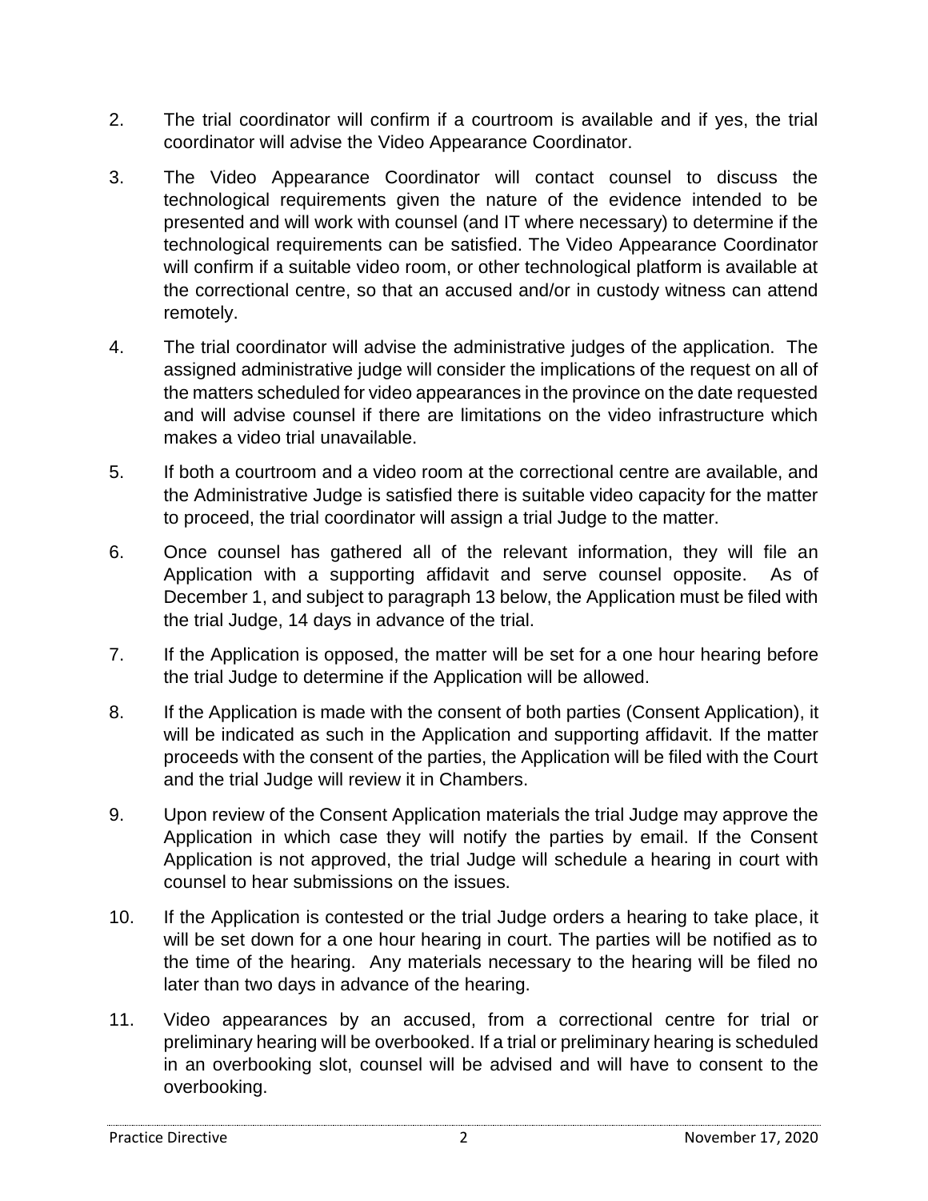2. The trial coordinator will confirm if a courtroom is available and if yes, the trial coordinator will advise the Video Appearance Coordinator.

3. The Video Appearance Coordinator will contact counsel to discuss the technological requirements given the nature of the evidence intended to be presented and will work with counsel (and IT where necessary) to determine if the technological requirements can be satisfied. The Video Appearance Coordinator will confirm if a suitable video room, or other technological platform is available at the correctional centre, so that an accused and/or in custody witness can attend remotely.

4. The trial coordinator will advise the administrative judges of the application. The assigned administrative judge will consider the implications of the request on all of the matters scheduled for video appearances in the province on the date requested and will advise counsel if there are limitations on the video infrastructure which makes a video trial unavailable.

5. If both a courtroom and a video room at the correctional centre are available, and the Administrative Judge is satisfied there is suitable video capacity for the matter to proceed, the trial coordinator will assign a trial Judge to the matter.

6. Once counsel has gathered all of the relevant information, they will file an Application with a supporting affidavit and serve counsel opposite. As of December 1, and subject to paragraph 13 below, the Application must be filed with the trial Judge, 14 days in advance of the trial.

7. If the Application is opposed, the matter will be set for a one hour hearing before the trial Judge to determine if the Application will be allowed.

8. If the Application is made with the consent of both parties (Consent Application), it will be indicated as such in the Application and supporting affidavit. If the matter proceeds with the consent of the parties, the Application will be filed with the Court and the trial Judge will review it in Chambers.

9. Upon review of the Consent Application materials the trial Judge may approve the Application in which case they will notify the parties by email. If the Consent Application is not approved, the trial Judge will schedule a hearing in court with counsel to hear submissions on the issues.

10. If the Application is contested or the trial Judge orders a hearing to take place, it will be set down for a one hour hearing in court. The parties will be notified as to the time of the hearing. Any materials necessary to the hearing will be filed no later than two days in advance of the hearing.

11. Video appearances by an accused, from a correctional centre for trial or preliminary hearing will be overbooked. If a trial or preliminary hearing is scheduled in an overbooking slot, counsel will be advised and will have to consent to the overbooking.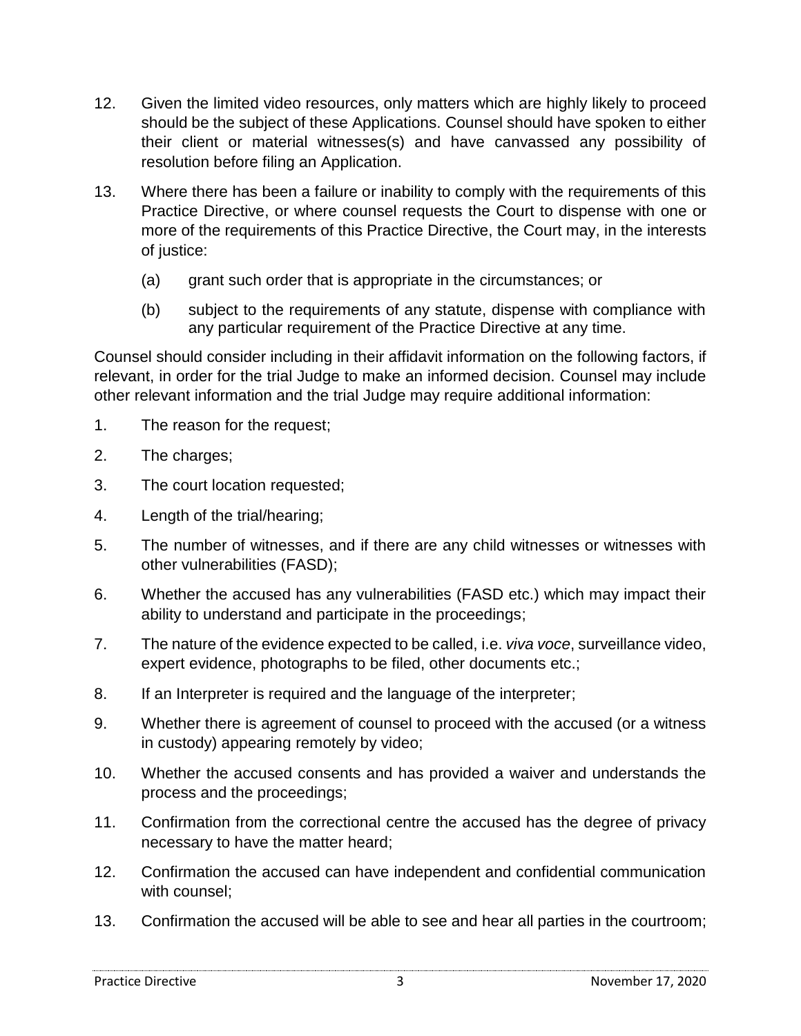12. Given the limited video resources, only matters which are highly likely to proceed should be the subject of these Applications. Counsel should have spoken to either their client or material witnesses(s) and have canvassed any possibility of resolution before filing an Application.

13. Where there has been a failure or inability to comply with the requirements of this Practice Directive, or where counsel requests the Court to dispense with one or more of the requirements of this Practice Directive, the Court may, in the interests of justice:

    (a) grant such order that is appropriate in the circumstances; or

    (b) subject to the requirements of any statute, dispense with compliance with any particular requirement of the Practice Directive at any time.

Counsel should consider including in their affidavit information on the following factors, if relevant, in order for the trial Judge to make an informed decision. Counsel may include other relevant information and the trial Judge may require additional information:

1. The reason for the request;
2. The charges;
3. The court location requested;
4. Length of the trial/hearing;
5. The number of witnesses, and if there are any child witnesses or witnesses with other vulnerabilities (FASD);
6. Whether the accused has any vulnerabilities (FASD etc.) which may impact their ability to understand and participate in the proceedings;
7. The nature of the evidence expected to be called, i.e. *viva voce*, surveillance video, expert evidence, photographs to be filed, other documents etc.;
8. If an Interpreter is required and the language of the interpreter;
9. Whether there is agreement of counsel to proceed with the accused (or a witness in custody) appearing remotely by video;
10. Whether the accused consents and has provided a waiver and understands the process and the proceedings;
11. Confirmation from the correctional centre the accused has the degree of privacy necessary to have the matter heard;
12. Confirmation the accused can have independent and confidential communication with counsel;
13. Confirmation the accused will be able to see and hear all parties in the courtroom;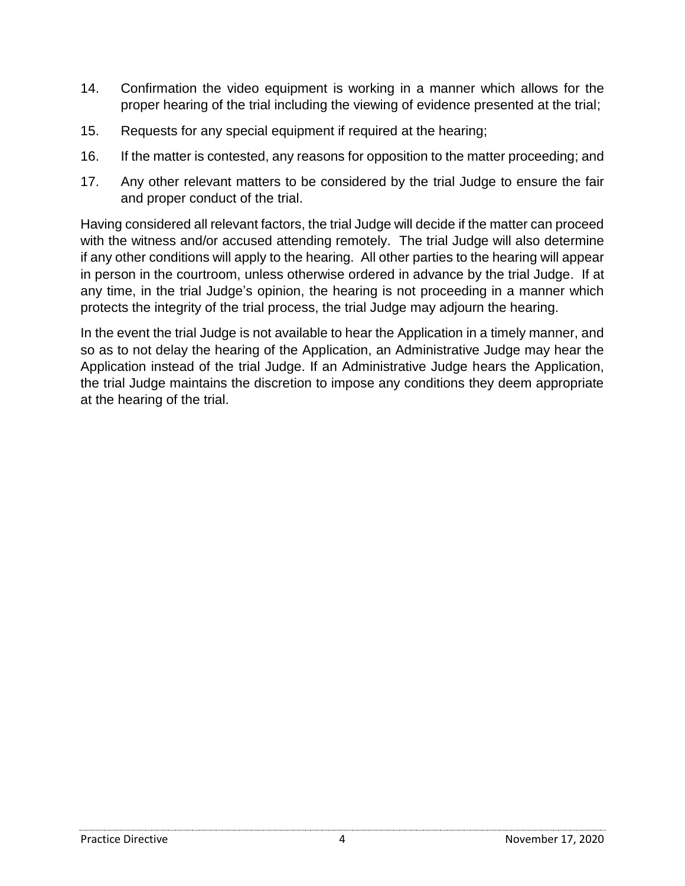14. Confirmation the video equipment is working in a manner which allows for the proper hearing of the trial including the viewing of evidence presented at the trial;

15. Requests for any special equipment if required at the hearing;

16. If the matter is contested, any reasons for opposition to the matter proceeding; and

17. Any other relevant matters to be considered by the trial Judge to ensure the fair and proper conduct of the trial.

Having considered all relevant factors, the trial Judge will decide if the matter can proceed with the witness and/or accused attending remotely. The trial Judge will also determine if any other conditions will apply to the hearing. All other parties to the hearing will appear in person in the courtroom, unless otherwise ordered in advance by the trial Judge. If at any time, in the trial Judge's opinion, the hearing is not proceeding in a manner which protects the integrity of the trial process, the trial Judge may adjourn the hearing.

In the event the trial Judge is not available to hear the Application in a timely manner, and so as to not delay the hearing of the Application, an Administrative Judge may hear the Application instead of the trial Judge. If an Administrative Judge hears the Application, the trial Judge maintains the discretion to impose any conditions they deem appropriate at the hearing of the trial.